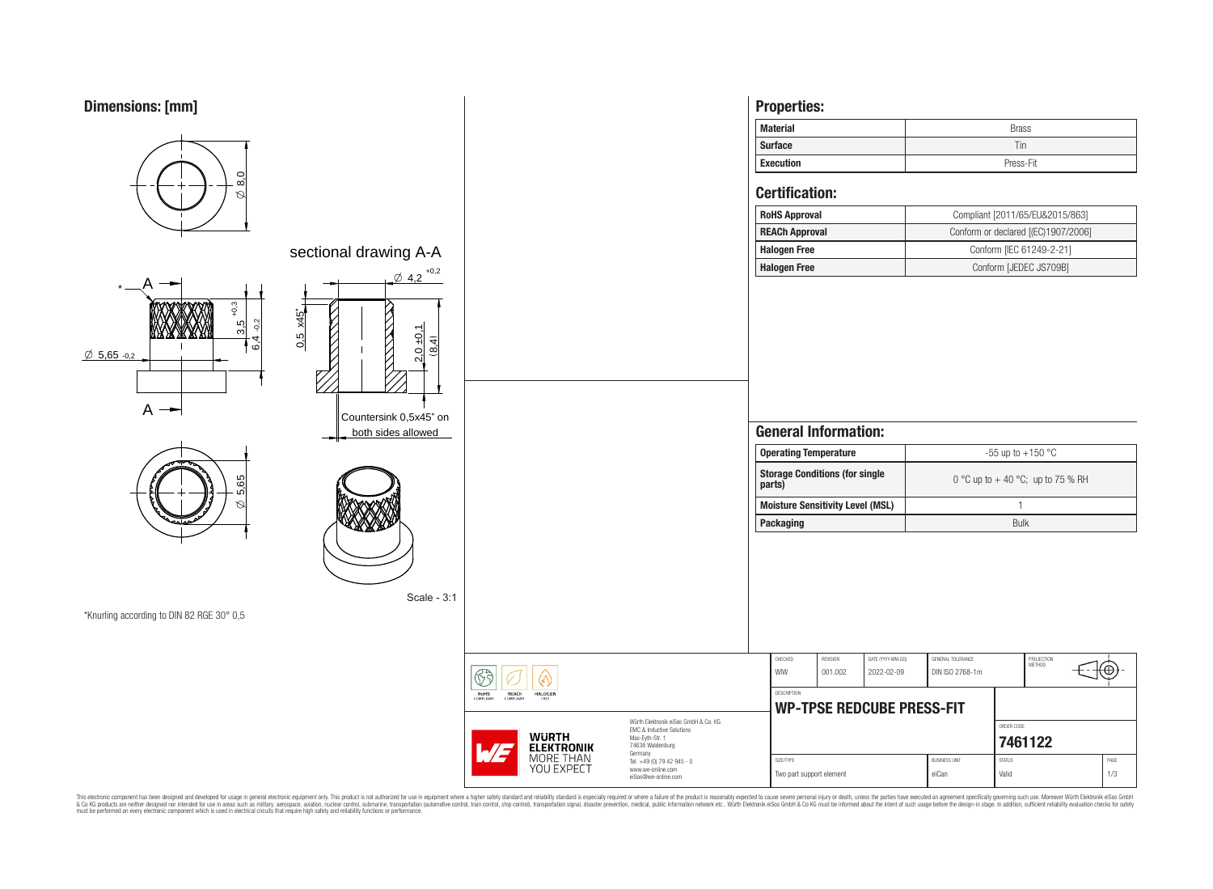## Dimensions: [mm]

sectional drawing A-A

Countersink 0,5x45° on both sides allowed

Scale - 3:1

*Knurling according to DIN 82 RGE 30° 0,5

## Properties:

| Material | Brass |
|---|---|
| Surface | Tin |
| Execution | Press-Fit |

## Certification:

| RoHS Approval | Compliant [2011/65/EU&2015/863] |
|---|---|
| REACh Approval | Conform or declared [(EC)1907/2006] |
| Halogen Free | Conform [IEC 61249-2-21] |
| Halogen Free | Conform [JEDEC JS709B] |

## General Information:

| Operating Temperature | -55 up to +150 °C |
|---|---|
| Storage Conditions (for single parts) | 0 °C up to + 40 °C; up to 75 % RH |
| Moisture Sensitivity Level (MSL) | 1 |
| Packaging | Bulk |

| CHECKED | REVISION | DATE (YYYY-MM-DD) | GENERAL TOLERANCE | PROJECTION METHOD |
|---|---|---|---|---|
| WIW | 001.002 | 2022-02-09 | DIN ISO 2768-1m | |

DESCRIPTION

**WP-TPSE REDCUBE PRESS-FIT**

ORDER CODE: **7461122**

| SIZE/TYPE | BUSINESS UNIT | STATUS | PAGE |
|---|---|---|---|
| Two part support element | eiCan | Valid | 1/3 |

Würth Elektronik eiSos GmbH & Co. KG
EMC & Inductive Solutions
Max-Eyth-Str. 1
74638 Waldenburg
Germany
Tel. +49 (0) 79 42 945 - 0
www.we-online.com
eiSos@we-online.com

This electronic component has been designed and developed for usage in general electronic equipment only. This product is not authorized for use in equipment where a higher safety standard and reliability standard is especially required or where a failure of the product is reasonably expected to cause severe personal injury or death, unless the parties have executed an agreement specifically governing such use. Moreover Würth Elektronik eiSos GmbH & Co KG products are neither designed nor intended for use in areas such as military, aerospace, aviation, nuclear control, submarine, transportation (automotive control, train control, ship control), transportation signal, disaster prevention, medical, public information network etc.. Würth Elektronik eiSos GmbH & Co KG must be informed about the intent of such usage before the design-in stage. In addition, sufficient reliability evaluation checks for safety must be performed on every electronic component which is used in electrical circuits that require high safety and reliability functions or performance.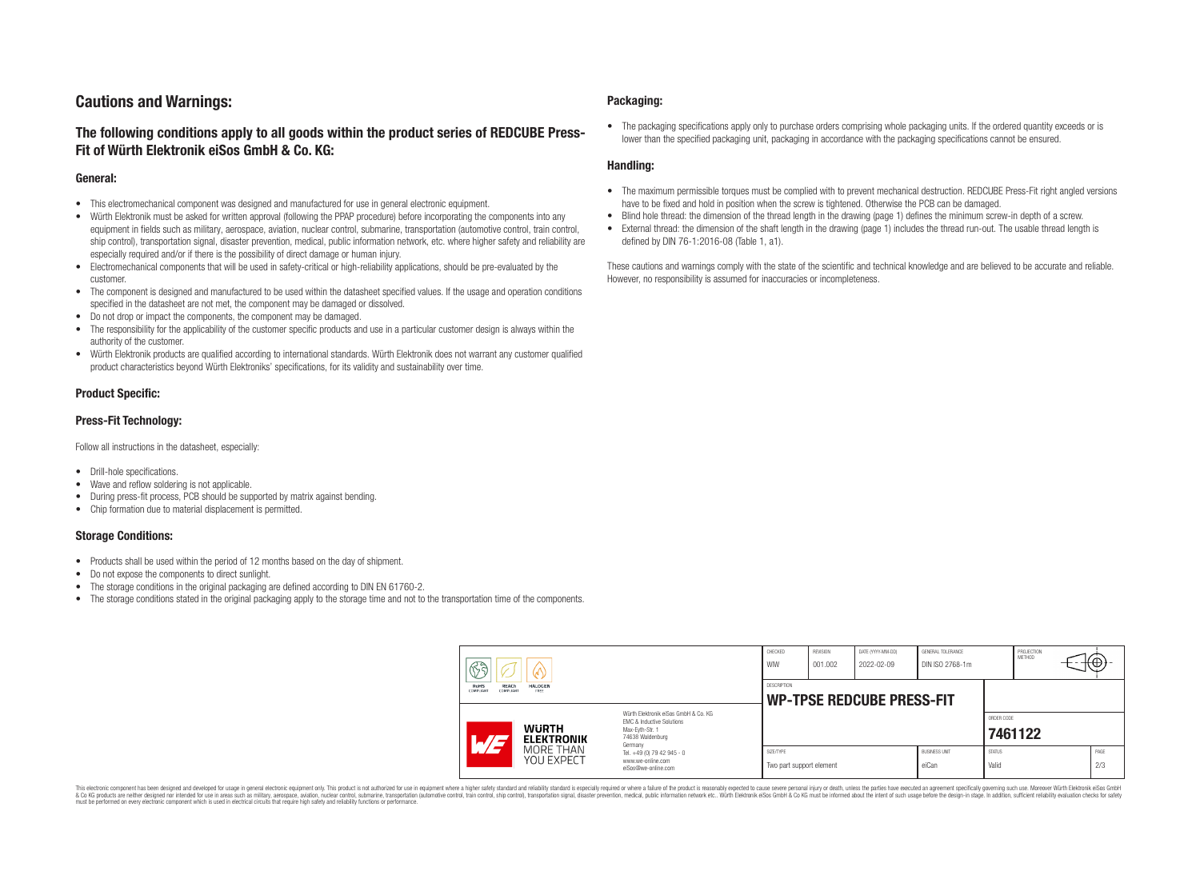# Cautions and Warnings:

## The following conditions apply to all goods within the product series of REDCUBE Press-Fit of Würth Elektronik eiSos GmbH & Co. KG:

### General:

- This electromechanical component was designed and manufactured for use in general electronic equipment.
- Würth Elektronik must be asked for written approval (following the PPAP procedure) before incorporating the components into any equipment in fields such as military, aerospace, aviation, nuclear control, submarine, transportation (automotive control, train control, ship control), transportation signal, disaster prevention, medical, public information network, etc. where higher safety and reliability are especially required and/or if there is the possibility of direct damage or human injury.
- Electromechanical components that will be used in safety-critical or high-reliability applications, should be pre-evaluated by the customer.
- The component is designed and manufactured to be used within the datasheet specified values. If the usage and operation conditions specified in the datasheet are not met, the component may be damaged or dissolved.
- Do not drop or impact the components, the component may be damaged.
- The responsibility for the applicability of the customer specific products and use in a particular customer design is always within the authority of the customer.
- Würth Elektronik products are qualified according to international standards. Würth Elektronik does not warrant any customer qualified product characteristics beyond Würth Elektroniks' specifications, for its validity and sustainability over time.

### Product Specific:

### Press-Fit Technology:

Follow all instructions in the datasheet, especially:

- Drill-hole specifications.
- Wave and reflow soldering is not applicable.
- During press-fit process, PCB should be supported by matrix against bending.
- Chip formation due to material displacement is permitted.

### Storage Conditions:

- Products shall be used within the period of 12 months based on the day of shipment.
- Do not expose the components to direct sunlight.
- The storage conditions in the original packaging are defined according to DIN EN 61760-2.
- The storage conditions stated in the original packaging apply to the storage time and not to the transportation time of the components.

### Packaging:

- The packaging specifications apply only to purchase orders comprising whole packaging units. If the ordered quantity exceeds or is lower than the specified packaging unit, packaging in accordance with the packaging specifications cannot be ensured.

### Handling:

- The maximum permissible torques must be complied with to prevent mechanical destruction. REDCUBE Press-Fit right angled versions have to be fixed and hold in position when the screw is tightened. Otherwise the PCB can be damaged.
- Blind hole thread: the dimension of the thread length in the drawing (page 1) defines the minimum screw-in depth of a screw.
- External thread: the dimension of the shaft length in the drawing (page 1) includes the thread run-out. The usable thread length is defined by DIN 76-1:2016-08 (Table 1, a1).

These cautions and warnings comply with the state of the scientific and technical knowledge and are believed to be accurate and reliable. However, no responsibility is assumed for inaccuracies or incompleteness.

| CHECKED | REVISION | DATE (YYYY-MM-DD) | GENERAL TOLERANCE | PROJECTION METHOD |
|---|---|---|---|---|
| WIW | 001.002 | 2022-02-09 | DIN ISO 2768-1m | |

| DESCRIPTION | ORDER CODE |
|---|---|
| **WP-TPSE REDCUBE PRESS-FIT** | **7461122** |

| SIZE/TYPE | BUSINESS UNIT | STATUS | PAGE |
|---|---|---|---|
| Two part support element | eiCan | Valid | 2/3 |

Würth Elektronik eiSos GmbH & Co. KG
EMC & Inductive Solutions
Max-Eyth-Str. 1
74638 Waldenburg
Germany
Tel. +49 (0) 79 42 945 - 0
www.we-online.com
eiSos@we-online.com

This electronic component has been designed and developed for usage in general electronic equipment only. This product is not authorized for use in equipment where a higher safety standard and reliability standard is especially required or where a failure of the product is reasonably expected to cause severe personal injury or death, unless the parties have executed an agreement specifically governing such use. Moreover Würth Elektronik eiSos GmbH & Co KG products are neither designed nor intended for use in areas such as military, aerospace, aviation, nuclear control, submarine, transportation (automotive control, train control, ship control), transportation signal, disaster prevention, medical, public information network etc.. Würth Elektronik eiSos GmbH & Co KG must be informed about the intent of such usage before the design-in stage. In addition, sufficient reliability evaluation checks for safety must be performed on every electronic component which is used in electrical circuits that require high safety and reliability functions or performance.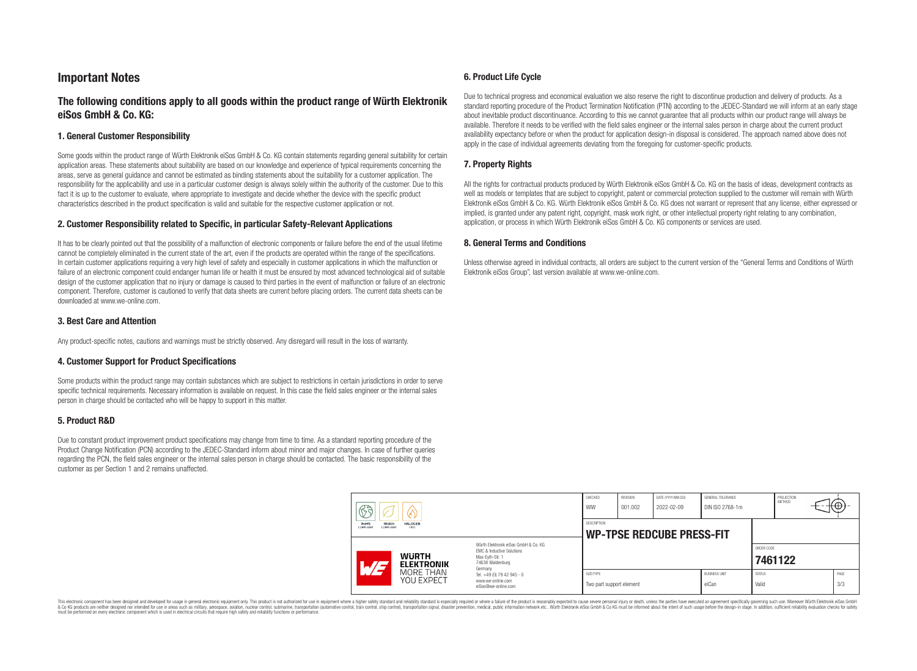# Important Notes

## The following conditions apply to all goods within the product range of Würth Elektronik eiSos GmbH & Co. KG:

### 1. General Customer Responsibility

Some goods within the product range of Würth Elektronik eiSos GmbH & Co. KG contain statements regarding general suitability for certain application areas. These statements about suitability are based on our knowledge and experience of typical requirements concerning the areas, serve as general guidance and cannot be estimated as binding statements about the suitability for a customer application. The responsibility for the applicability and use in a particular customer design is always solely within the authority of the customer. Due to this fact it is up to the customer to evaluate, where appropriate to investigate and decide whether the device with the specific product characteristics described in the product specification is valid and suitable for the respective customer application or not.

### 2. Customer Responsibility related to Specific, in particular Safety-Relevant Applications

It has to be clearly pointed out that the possibility of a malfunction of electronic components or failure before the end of the usual lifetime cannot be completely eliminated in the current state of the art, even if the products are operated within the range of the specifications. In certain customer applications requiring a very high level of safety and especially in customer applications in which the malfunction or failure of an electronic component could endanger human life or health it must be ensured by most advanced technological aid of suitable design of the customer application that no injury or damage is caused to third parties in the event of malfunction or failure of an electronic component. Therefore, customer is cautioned to verify that data sheets are current before placing orders. The current data sheets can be downloaded at www.we-online.com.

### 3. Best Care and Attention

Any product-specific notes, cautions and warnings must be strictly observed. Any disregard will result in the loss of warranty.

### 4. Customer Support for Product Specifications

Some products within the product range may contain substances which are subject to restrictions in certain jurisdictions in order to serve specific technical requirements. Necessary information is available on request. In this case the field sales engineer or the internal sales person in charge should be contacted who will be happy to support in this matter.

### 5. Product R&D

Due to constant product improvement product specifications may change from time to time. As a standard reporting procedure of the Product Change Notification (PCN) according to the JEDEC-Standard inform about minor and major changes. In case of further queries regarding the PCN, the field sales engineer or the internal sales person in charge should be contacted. The basic responsibility of the customer as per Section 1 and 2 remains unaffected.

### 6. Product Life Cycle

Due to technical progress and economical evaluation we also reserve the right to discontinue production and delivery of products. As a standard reporting procedure of the Product Termination Notification (PTN) according to the JEDEC-Standard we will inform at an early stage about inevitable product discontinuance. According to this we cannot guarantee that all products within our product range will always be available. Therefore it needs to be verified with the field sales engineer or the internal sales person in charge about the current product availability expectancy before or when the product for application design-in disposal is considered. The approach named above does not apply in the case of individual agreements deviating from the foregoing for customer-specific products.

### 7. Property Rights

All the rights for contractual products produced by Würth Elektronik eiSos GmbH & Co. KG on the basis of ideas, development contracts as well as models or templates that are subject to copyright, patent or commercial protection supplied to the customer will remain with Würth Elektronik eiSos GmbH & Co. KG. Würth Elektronik eiSos GmbH & Co. KG does not warrant or represent that any license, either expressed or implied, is granted under any patent right, copyright, mask work right, or other intellectual property right relating to any combination, application, or process in which Würth Elektronik eiSos GmbH & Co. KG components or services are used.

### 8. General Terms and Conditions

Unless otherwise agreed in individual contracts, all orders are subject to the current version of the "General Terms and Conditions of Würth Elektronik eiSos Group", last version available at www.we-online.com.

| | | | | | | |
|---|---|---|---|---|---|---|
| RoHS COMPLIANT / REACh COMPLIANT / HALOGEN FREE | CHECKED WIW | REVISION 001.002 | DATE (YYYY-MM-DD) 2022-02-09 | GENERAL TOLERANCE DIN ISO 2768-1m | PROJECTION METHOD | |
| | DESCRIPTION **WP-TPSE REDCUBE PRESS-FIT** | | | | | |
| WÜRTH ELEKTRONIK MORE THAN YOU EXPECT — Würth Elektronik eiSos GmbH & Co. KG, EMC & Inductive Solutions, Max-Eyth-Str. 1, 74638 Waldenburg, Germany, Tel. +49 (0) 79 42 945 - 0, www.we-online.com, eiSos@we-online.com | | | | | ORDER CODE **7461122** | |
| | SIZE/TYPE Two part support element | | | BUSINESS UNIT eiCan | STATUS Valid | PAGE 3/3 |

This electronic component has been designed and developed for usage in general electronic equipment only. This product is not authorized for use in equipment where a higher safety standard and reliability standard is especially required or where a failure of the product is reasonably expected to cause severe personal injury or death, unless the parties have executed an agreement specifically governing such use. Moreover Würth Elektronik eiSos GmbH & Co KG products are neither designed nor intended for use in areas such as military, aerospace, aviation, nuclear control, submarine, transportation (automotive control, train control, ship control), transportation signal, disaster prevention, medical, public information network etc.. Würth Elektronik eiSos GmbH & Co KG must be informed about the intent of such usage before the design-in stage. In addition, sufficient reliability evaluation checks for safety must be performed on every electronic component which is used in electrical circuits that require high safety and reliability functions or performance.